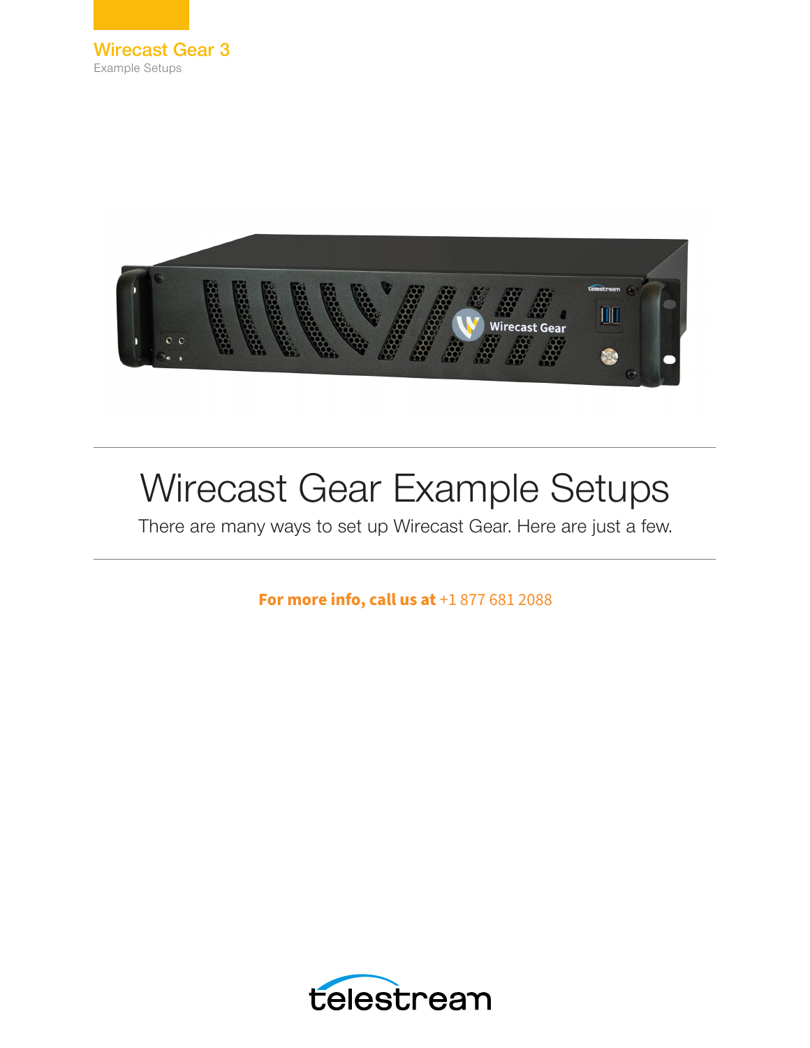Wirecast Gear 3

Example Setups

# Wirecast Gear Example Setups

There are many ways to set up Wirecast Gear. Here are just a few.

**For more info, call us at** +1 877 681 2088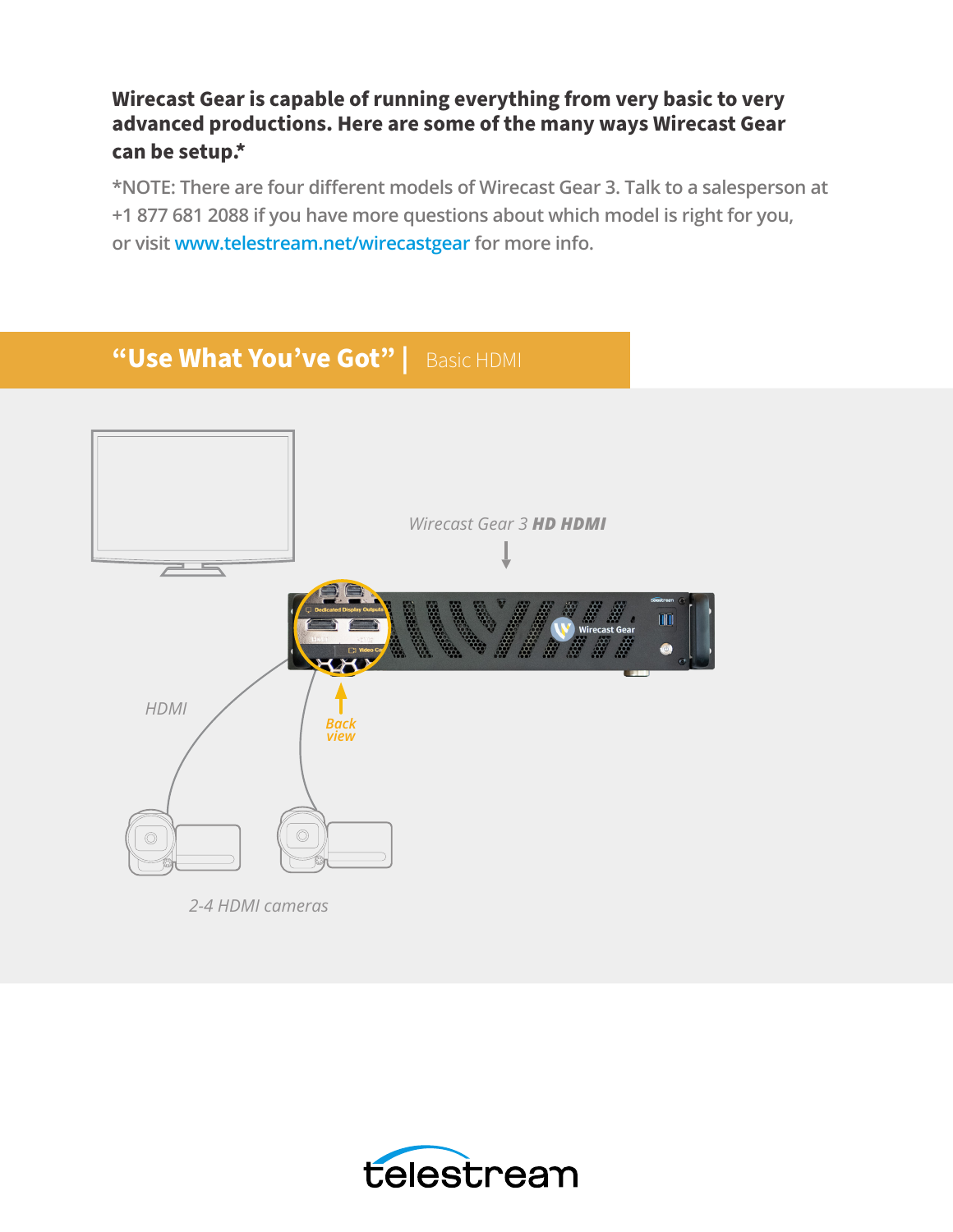**Wirecast Gear is capable of running everything from very basic to very advanced productions. Here are some of the many ways Wirecast Gear can be setup.***

*NOTE: There are four different models of Wirecast Gear 3. Talk to a salesperson at +1 877 681 2088 if you have more questions about which model is right for you, or visit www.telestream.net/wirecastgear for more info.

## "Use What You've Got" | Basic HDMI

*Wirecast Gear 3* ***HD HDMI***

*HDMI*

*Back view*

*2-4 HDMI cameras*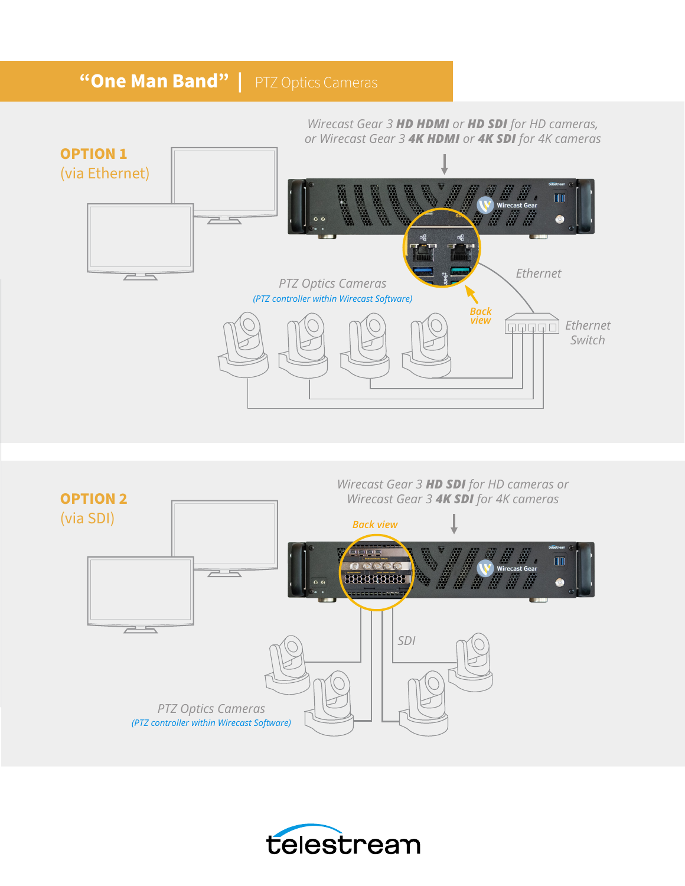## "One Man Band" | PTZ Optics Cameras

**OPTION 1**
(via Ethernet)

*Wirecast Gear 3* ***HD HDMI*** *or* ***HD SDI*** *for HD cameras, or Wirecast Gear 3* ***4K HDMI*** *or* ***4K SDI*** *for 4K cameras*

*PTZ Optics Cameras*
*(PTZ controller within Wirecast Software)*

*Back view*

*Ethernet*

*Ethernet Switch*

**OPTION 2**
(via SDI)

*Wirecast Gear 3* ***HD SDI*** *for HD cameras or Wirecast Gear 3* ***4K SDI*** *for 4K cameras*

*Back view*

*SDI*

*PTZ Optics Cameras*
*(PTZ controller within Wirecast Software)*

telestream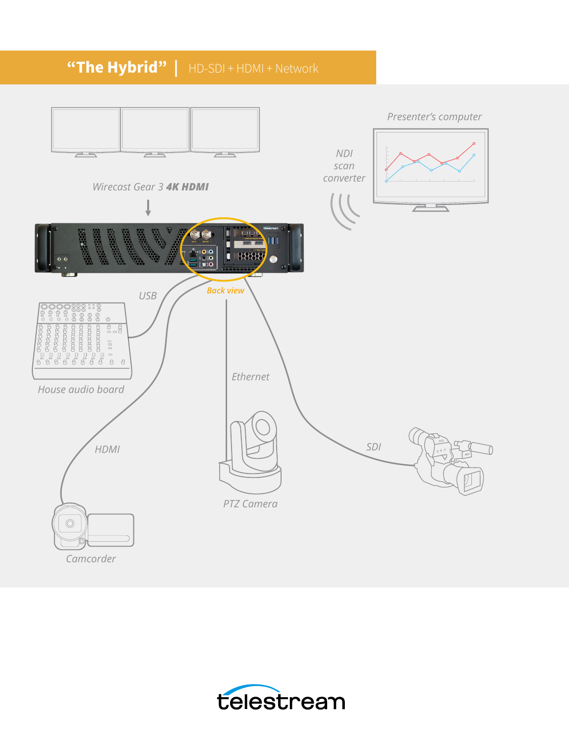## "The Hybrid" | HD-SDI + HDMI + Network

Presenter's computer

NDI scan converter

Wirecast Gear 3 **4K HDMI**

Back view

USB

House audio board

Ethernet

HDMI

PTZ Camera

SDI

Camcorder

telestream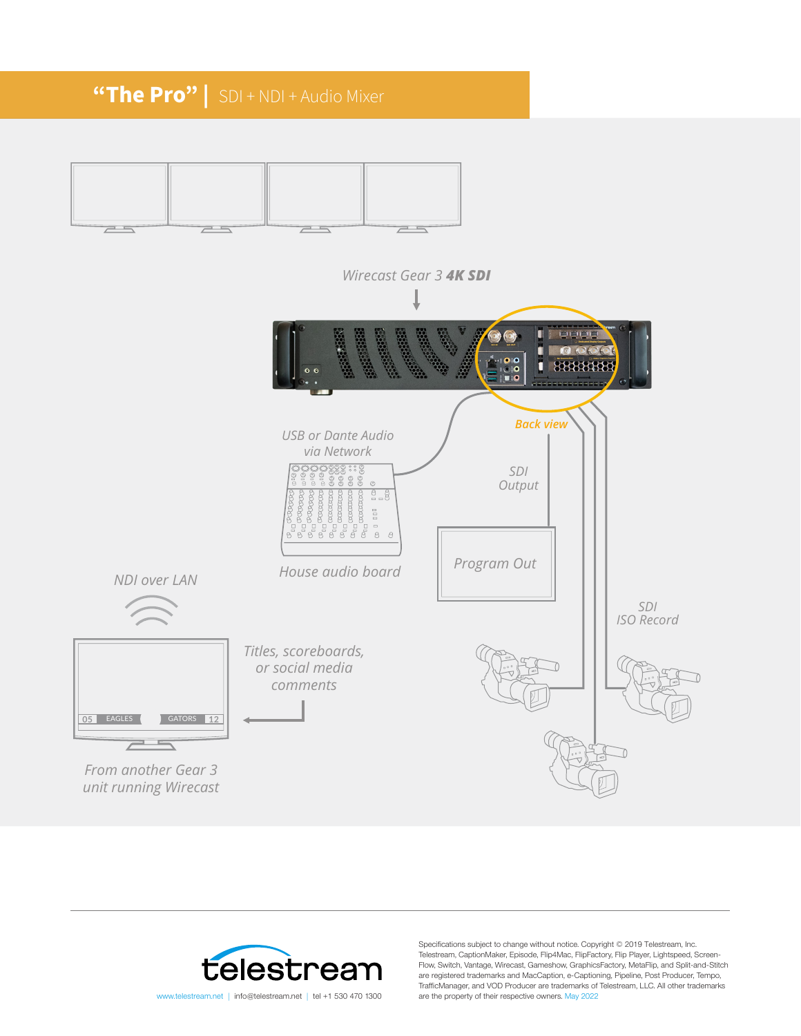## "The Pro" | SDI + NDI + Audio Mixer

Wirecast Gear 3 **4K SDI**

Back view

USB or Dante Audio via Network

House audio board

SDI Output

Program Out

SDI ISO Record

NDI over LAN

Titles, scoreboards, or social media comments

05 EAGLES GATORS 12

From another Gear 3 unit running Wirecast

---

telestream

www.telestream.net | info@telestream.net | tel +1 530 470 1300

Specifications subject to change without notice. Copyright © 2019 Telestream, Inc. Telestream, CaptionMaker, Episode, Flip4Mac, FlipFactory, Flip Player, Lightspeed, Screen-Flow, Switch, Vantage, Wirecast, Gameshow, GraphicsFactory, MetaFlip, and Split-and-Stitch are registered trademarks and MacCaption, e-Captioning, Pipeline, Post Producer, Tempo, TrafficManager, and VOD Producer are trademarks of Telestream, LLC. All other trademarks are the property of their respective owners. May 2022